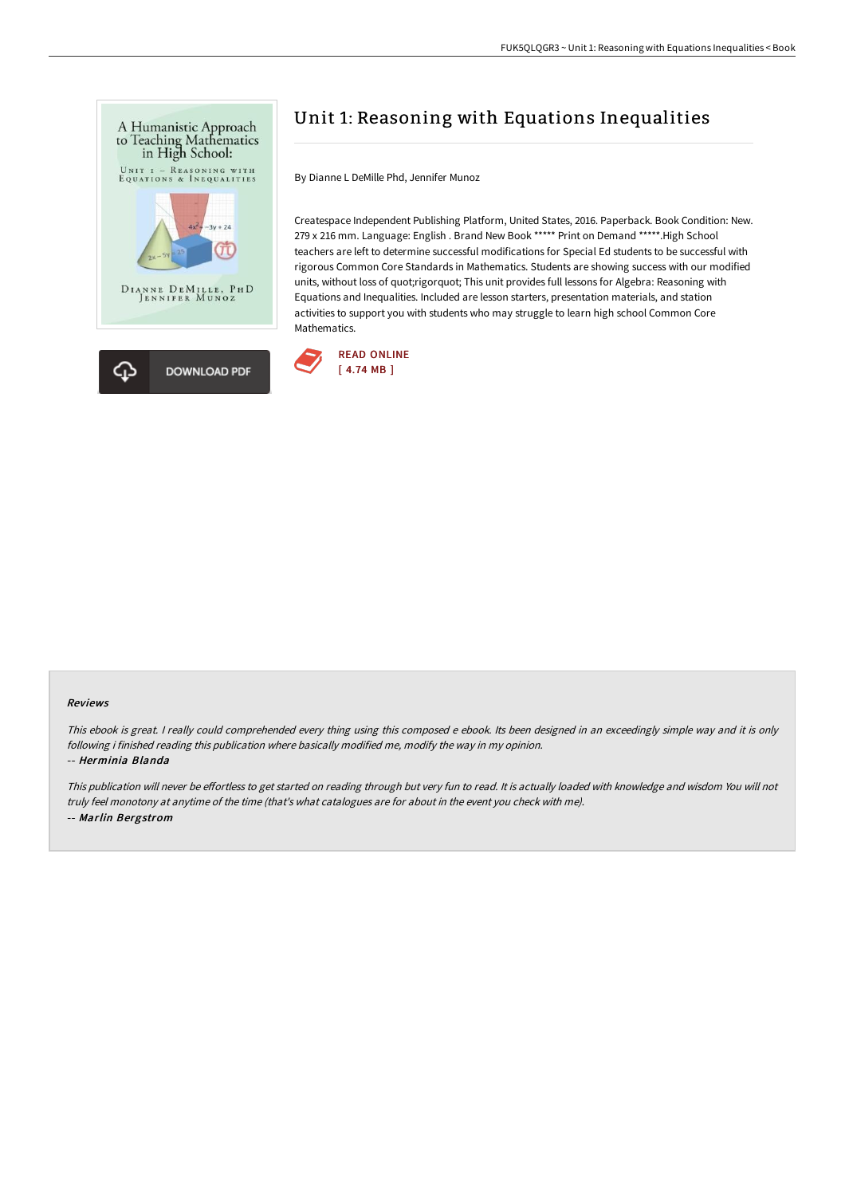# Unit 1: Reasoning with Equations Inequalities

By Dianne L DeMille Phd, Jennifer Munoz

Createspace Independent Publishing Platform, United States, 2016. Paperback. Book Condition: New. 279 x 216 mm. Language: English . Brand New Book ***** Print on Demand *****.High School teachers are left to determine successful modifications for Special Ed students to be successful with rigorous Common Core Standards in Mathematics. Students are showing success with our modified units, without loss of quot;rigorquot; This unit provides full lessons for Algebra: Reasoning with Equations and Inequalities. Included are lesson starters, presentation materials, and station activities to support you with students who may struggle to learn high school Common Core Mathematics.

DOWNLOAD PDF

READ ONLINE
[ 4.74 MB ]

### Reviews

*This ebook is great. I really could comprehended every thing using this composed e ebook. Its been designed in an exceedingly simple way and it is only following i finished reading this publication where basically modified me, modify the way in my opinion.*

*-- Herminia Blanda*

*This publication will never be effortless to get started on reading through but very fun to read. It is actually loaded with knowledge and wisdom You will not truly feel monotony at anytime of the time (that's what catalogues are for about in the event you check with me).*

*-- Marlin Bergstrom*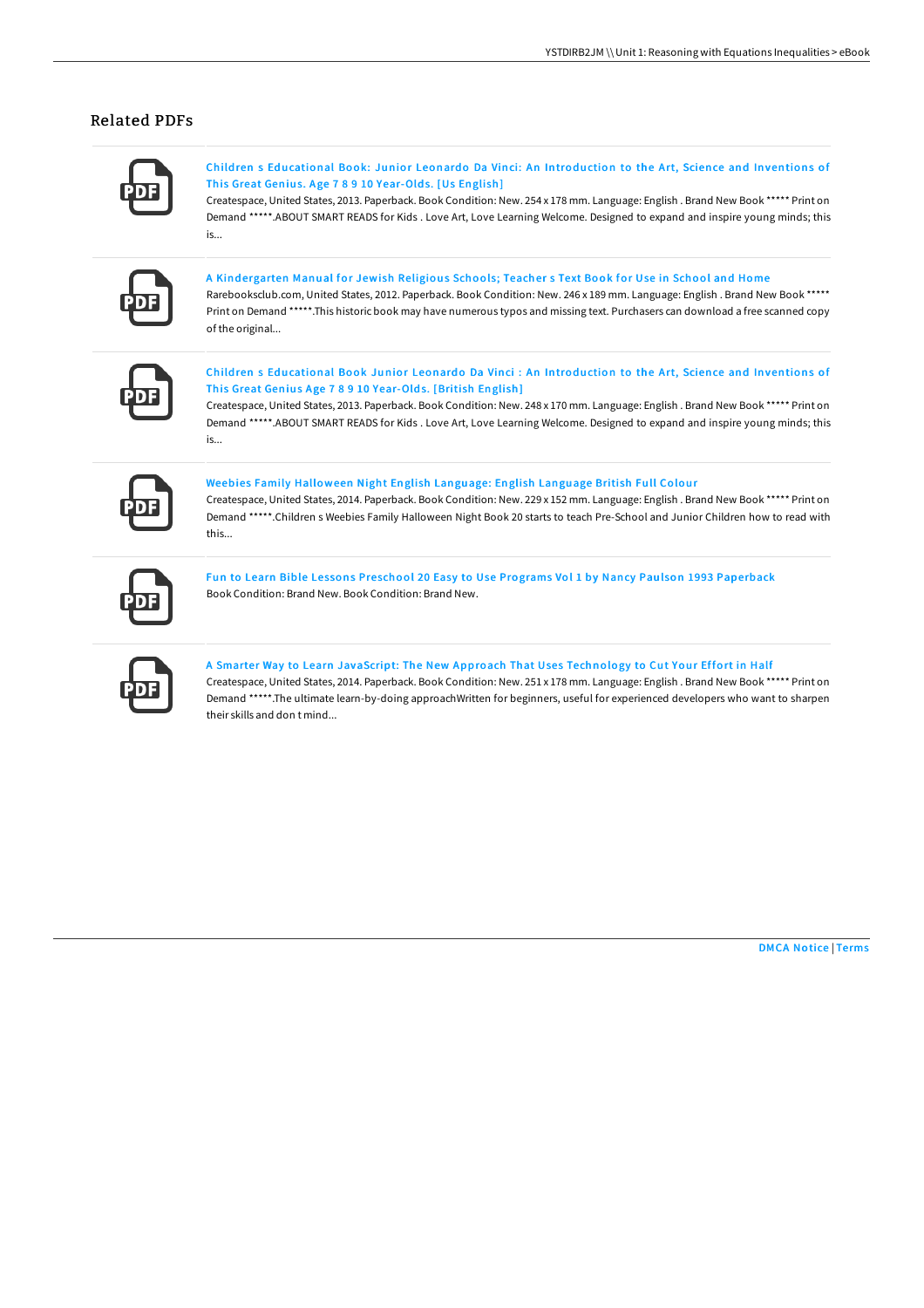## Related PDFs

**Children s Educational Book: Junior Leonardo Da Vinci: An Introduction to the Art, Science and Inventions of This Great Genius. Age 7 8 9 10 Year-Olds. [Us English]**
Createspace, United States, 2013. Paperback. Book Condition: New. 254 x 178 mm. Language: English . Brand New Book ***** Print on Demand *****.ABOUT SMART READS for Kids . Love Art, Love Learning Welcome. Designed to expand and inspire young minds; this is...

**A Kindergarten Manual for Jewish Religious Schools; Teacher s Text Book for Use in School and Home**
Rarebooksclub.com, United States, 2012. Paperback. Book Condition: New. 246 x 189 mm. Language: English . Brand New Book ***** Print on Demand *****.This historic book may have numerous typos and missing text. Purchasers can download a free scanned copy of the original...

**Children s Educational Book Junior Leonardo Da Vinci : An Introduction to the Art, Science and Inventions of This Great Genius Age 7 8 9 10 Year-Olds. [British English]**
Createspace, United States, 2013. Paperback. Book Condition: New. 248 x 170 mm. Language: English . Brand New Book ***** Print on Demand *****.ABOUT SMART READS for Kids . Love Art, Love Learning Welcome. Designed to expand and inspire young minds; this is...

**Weebies Family Halloween Night English Language: English Language British Full Colour**
Createspace, United States, 2014. Paperback. Book Condition: New. 229 x 152 mm. Language: English . Brand New Book ***** Print on Demand *****.Children s Weebies Family Halloween Night Book 20 starts to teach Pre-School and Junior Children how to read with this...

**Fun to Learn Bible Lessons Preschool 20 Easy to Use Programs Vol 1 by Nancy Paulson 1993 Paperback**
Book Condition: Brand New. Book Condition: Brand New.

**A Smarter Way to Learn JavaScript: The New Approach That Uses Technology to Cut Your Effort in Half**
Createspace, United States, 2014. Paperback. Book Condition: New. 251 x 178 mm. Language: English . Brand New Book ***** Print on Demand *****.The ultimate learn-by-doing approachWritten for beginners, useful for experienced developers who want to sharpen their skills and don t mind...